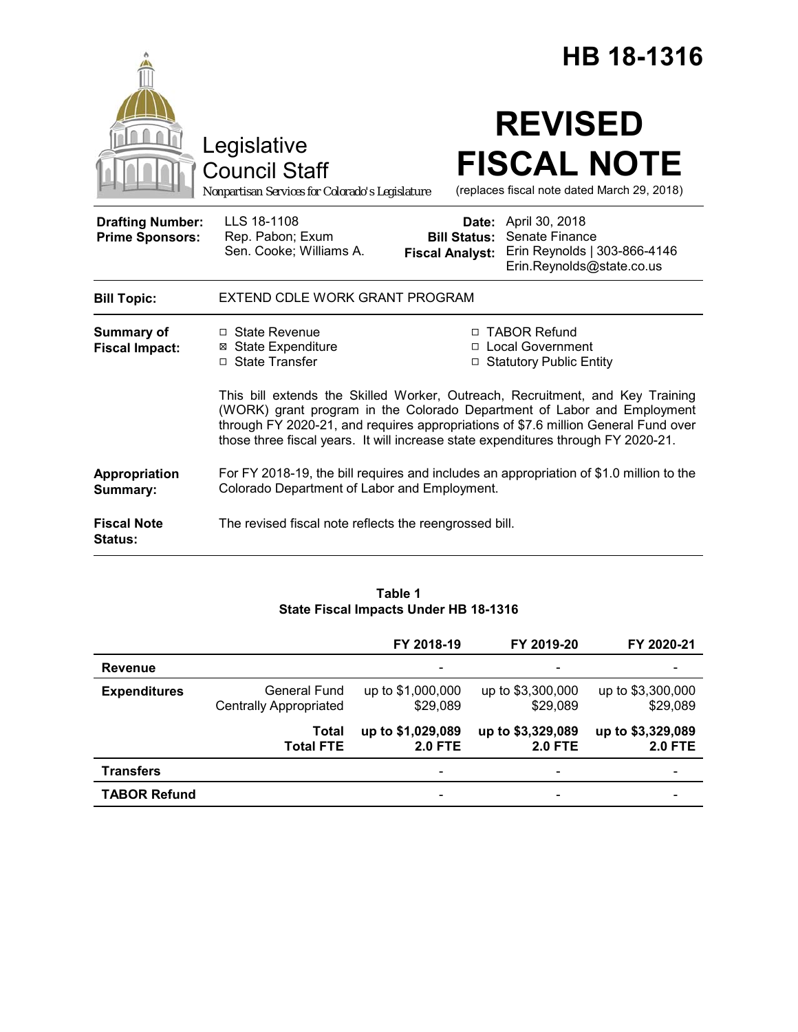# HB 18-1316

Legislative Council Staff

*Nonpartisan Services for Colorado's Legislature*

# REVISED FISCAL NOTE

(replaces fiscal note dated March 29, 2018)

| | | | |
|---|---|---|---|
| **Drafting Number:** | LLS 18-1108 | **Date:** | April 30, 2018 |
| **Prime Sponsors:** | Rep. Pabon; Exum<br>Sen. Cooke; Williams A. | **Bill Status:** | Senate Finance |
| | | **Fiscal Analyst:** | Erin Reynolds \| 303-866-4146<br>Erin.Reynolds@state.co.us |

**Bill Topic:** EXTEND CDLE WORK GRANT PROGRAM

**Summary of Fiscal Impact:**

- ☐ State Revenue
- ☒ State Expenditure
- ☐ State Transfer
- ☐ TABOR Refund
- ☐ Local Government
- ☐ Statutory Public Entity

This bill extends the Skilled Worker, Outreach, Recruitment, and Key Training (WORK) grant program in the Colorado Department of Labor and Employment through FY 2020-21, and requires appropriations of $7.6 million General Fund over those three fiscal years. It will increase state expenditures through FY 2020-21.

**Appropriation Summary:** For FY 2018-19, the bill requires and includes an appropriation of $1.0 million to the Colorado Department of Labor and Employment.

**Fiscal Note Status:** The revised fiscal note reflects the reengrossed bill.

**Table 1**
**State Fiscal Impacts Under HB 18-1316**

| | | FY 2018-19 | FY 2019-20 | FY 2020-21 |
|---|---|---|---|---|
| **Revenue** | | - | - | - |
| **Expenditures** | General Fund | up to $1,000,000 | up to $3,300,000 | up to $3,300,000 |
| | Centrally Appropriated | $29,089 | $29,089 | $29,089 |
| | **Total** | **up to $1,029,089** | **up to $3,329,089** | **up to $3,329,089** |
| | **Total FTE** | **2.0 FTE** | **2.0 FTE** | **2.0 FTE** |
| **Transfers** | | - | - | - |
| **TABOR Refund** | | - | - | - |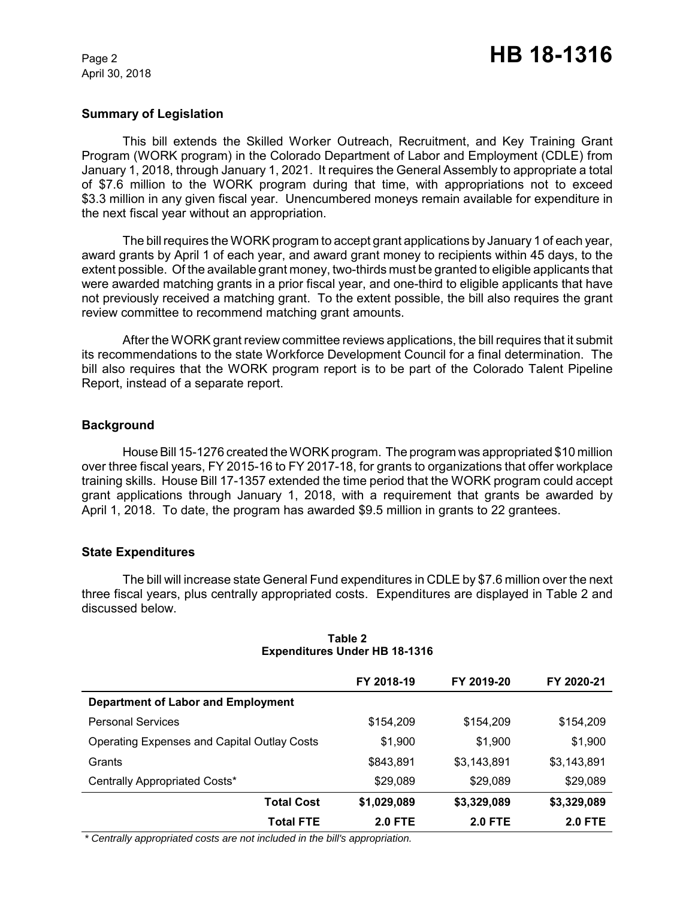### Summary of Legislation

This bill extends the Skilled Worker Outreach, Recruitment, and Key Training Grant Program (WORK program) in the Colorado Department of Labor and Employment (CDLE) from January 1, 2018, through January 1, 2021. It requires the General Assembly to appropriate a total of $7.6 million to the WORK program during that time, with appropriations not to exceed $3.3 million in any given fiscal year. Unencumbered moneys remain available for expenditure in the next fiscal year without an appropriation.

The bill requires the WORK program to accept grant applications by January 1 of each year, award grants by April 1 of each year, and award grant money to recipients within 45 days, to the extent possible. Of the available grant money, two-thirds must be granted to eligible applicants that were awarded matching grants in a prior fiscal year, and one-third to eligible applicants that have not previously received a matching grant. To the extent possible, the bill also requires the grant review committee to recommend matching grant amounts.

After the WORK grant review committee reviews applications, the bill requires that it submit its recommendations to the state Workforce Development Council for a final determination. The bill also requires that the WORK program report is to be part of the Colorado Talent Pipeline Report, instead of a separate report.

### Background

House Bill 15-1276 created the WORK program. The program was appropriated $10 million over three fiscal years, FY 2015-16 to FY 2017-18, for grants to organizations that offer workplace training skills. House Bill 17-1357 extended the time period that the WORK program could accept grant applications through January 1, 2018, with a requirement that grants be awarded by April 1, 2018. To date, the program has awarded $9.5 million in grants to 22 grantees.

### State Expenditures

The bill will increase state General Fund expenditures in CDLE by $7.6 million over the next three fiscal years, plus centrally appropriated costs. Expenditures are displayed in Table 2 and discussed below.

**Table 2**
**Expenditures Under HB 18-1316**

| | FY 2018-19 | FY 2019-20 | FY 2020-21 |
|---|---|---|---|
| **Department of Labor and Employment** | | | |
| Personal Services | $154,209 | $154,209 | $154,209 |
| Operating Expenses and Capital Outlay Costs | $1,900 | $1,900 | $1,900 |
| Grants | $843,891 | $3,143,891 | $3,143,891 |
| Centrally Appropriated Costs* | $29,089 | $29,089 | $29,089 |
| **Total Cost** | **$1,029,089** | **$3,329,089** | **$3,329,089** |
| **Total FTE** | **2.0 FTE** | **2.0 FTE** | **2.0 FTE** |

*\* Centrally appropriated costs are not included in the bill's appropriation.*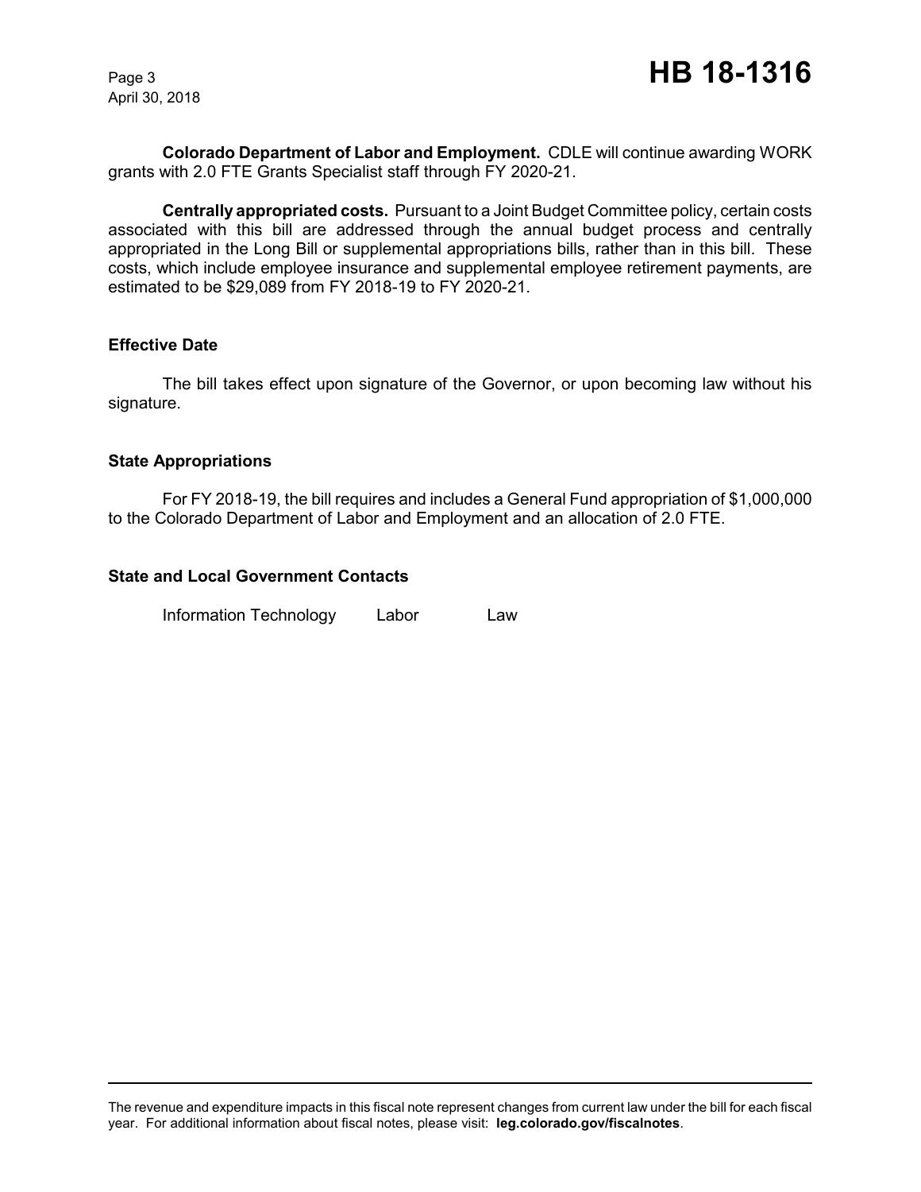**Colorado Department of Labor and Employment.** CDLE will continue awarding WORK grants with 2.0 FTE Grants Specialist staff through FY 2020-21.

**Centrally appropriated costs.** Pursuant to a Joint Budget Committee policy, certain costs associated with this bill are addressed through the annual budget process and centrally appropriated in the Long Bill or supplemental appropriations bills, rather than in this bill. These costs, which include employee insurance and supplemental employee retirement payments, are estimated to be $29,089 from FY 2018-19 to FY 2020-21.

### Effective Date

The bill takes effect upon signature of the Governor, or upon becoming law without his signature.

### State Appropriations

For FY 2018-19, the bill requires and includes a General Fund appropriation of $1,000,000 to the Colorado Department of Labor and Employment and an allocation of 2.0 FTE.

### State and Local Government Contacts

Information Technology     Labor     Law

The revenue and expenditure impacts in this fiscal note represent changes from current law under the bill for each fiscal year. For additional information about fiscal notes, please visit: **leg.colorado.gov/fiscalnotes**.